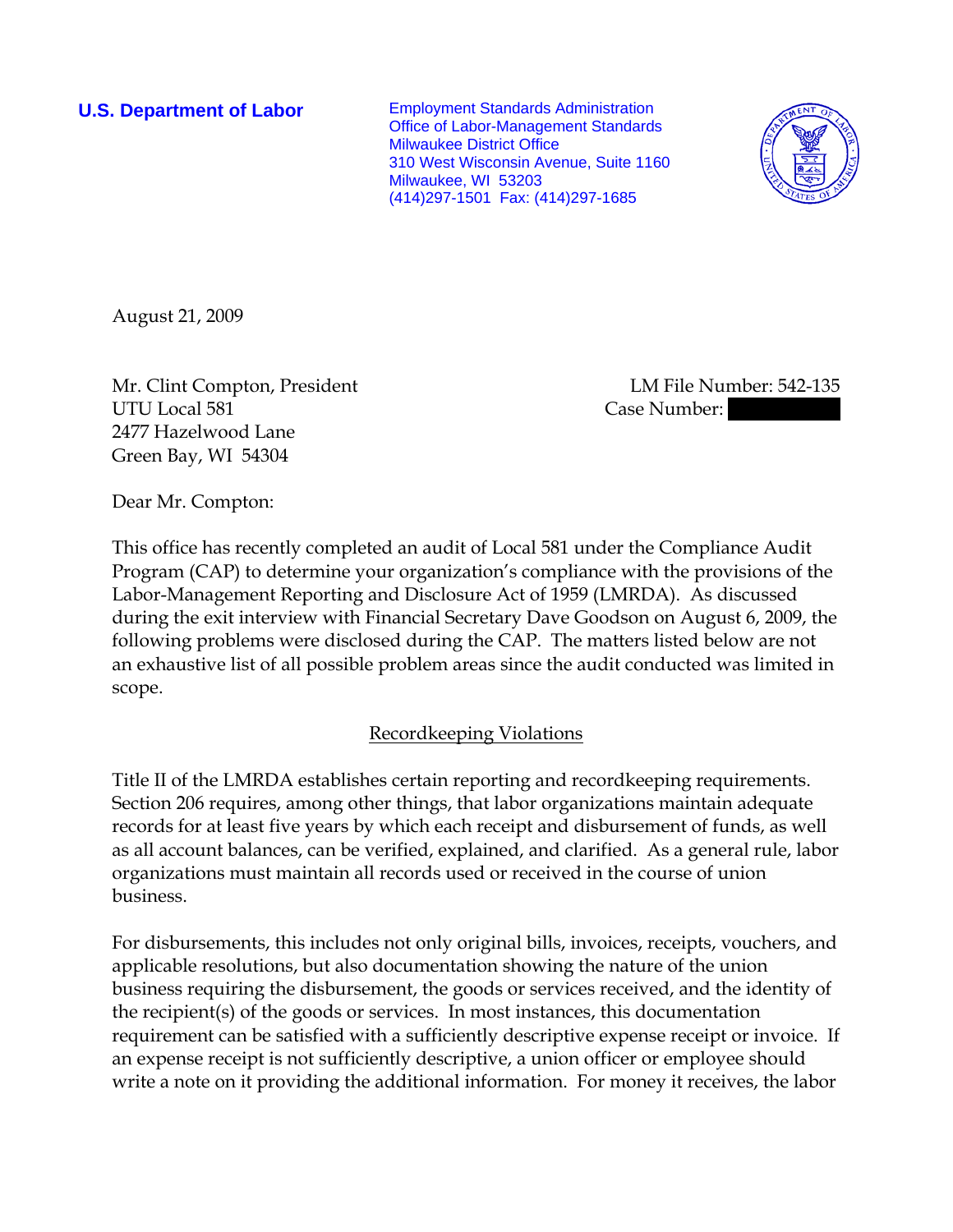**U.S. Department of Labor**

Employment Standards Administration
Office of Labor-Management Standards
Milwaukee District Office
310 West Wisconsin Avenue, Suite 1160
Milwaukee, WI 53203
(414)297-1501 Fax: (414)297-1685

August 21, 2009

Mr. Clint Compton, President
UTU Local 581
2477 Hazelwood Lane
Green Bay, WI 54304

LM File Number: 542-135
Case Number:

Dear Mr. Compton:

This office has recently completed an audit of Local 581 under the Compliance Audit Program (CAP) to determine your organization's compliance with the provisions of the Labor-Management Reporting and Disclosure Act of 1959 (LMRDA). As discussed during the exit interview with Financial Secretary Dave Goodson on August 6, 2009, the following problems were disclosed during the CAP. The matters listed below are not an exhaustive list of all possible problem areas since the audit conducted was limited in scope.

## Recordkeeping Violations

Title II of the LMRDA establishes certain reporting and recordkeeping requirements. Section 206 requires, among other things, that labor organizations maintain adequate records for at least five years by which each receipt and disbursement of funds, as well as all account balances, can be verified, explained, and clarified. As a general rule, labor organizations must maintain all records used or received in the course of union business.

For disbursements, this includes not only original bills, invoices, receipts, vouchers, and applicable resolutions, but also documentation showing the nature of the union business requiring the disbursement, the goods or services received, and the identity of the recipient(s) of the goods or services. In most instances, this documentation requirement can be satisfied with a sufficiently descriptive expense receipt or invoice. If an expense receipt is not sufficiently descriptive, a union officer or employee should write a note on it providing the additional information. For money it receives, the labor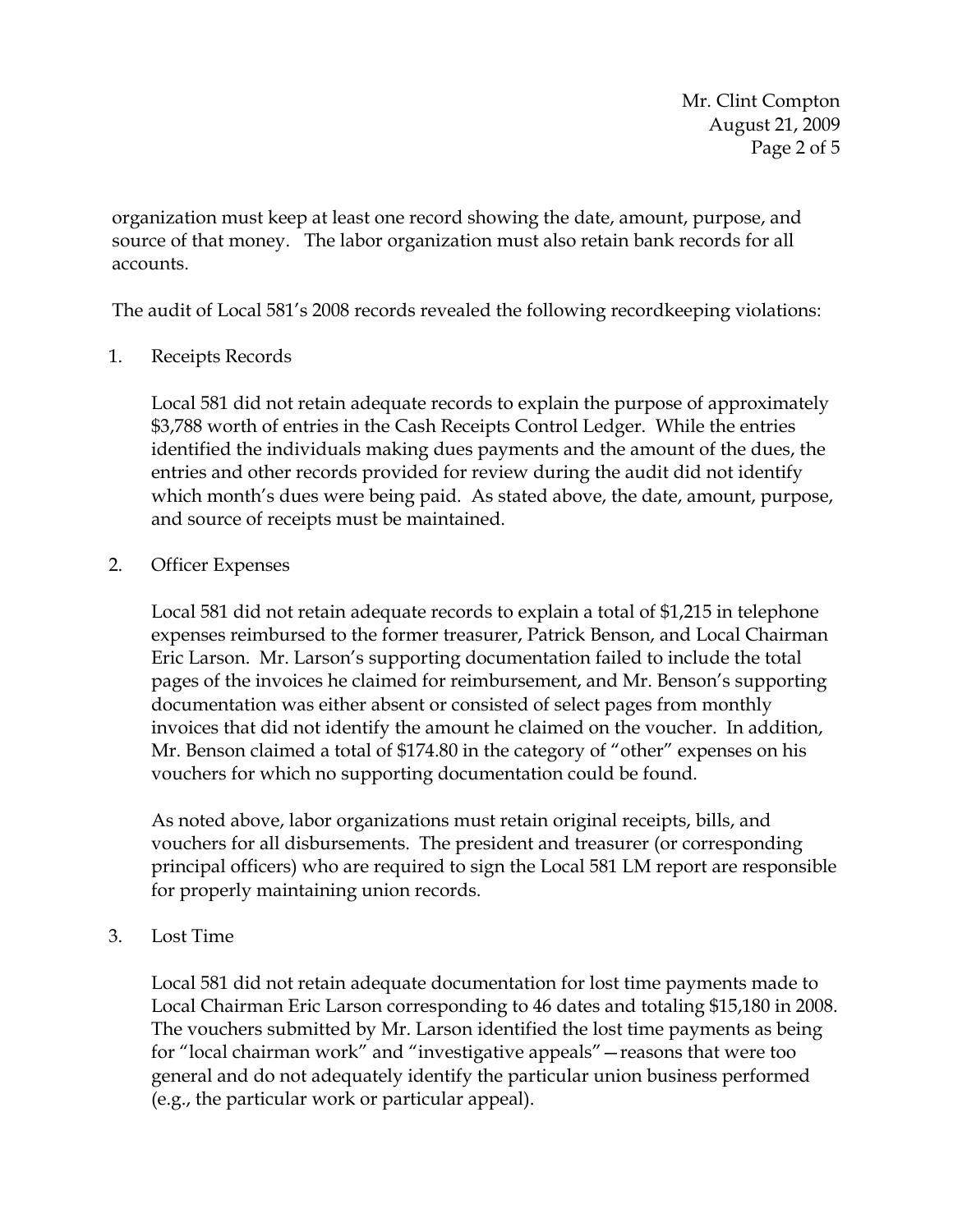organization must keep at least one record showing the date, amount, purpose, and source of that money. The labor organization must also retain bank records for all accounts.

The audit of Local 581's 2008 records revealed the following recordkeeping violations:

1. Receipts Records

   Local 581 did not retain adequate records to explain the purpose of approximately $3,788 worth of entries in the Cash Receipts Control Ledger. While the entries identified the individuals making dues payments and the amount of the dues, the entries and other records provided for review during the audit did not identify which month's dues were being paid. As stated above, the date, amount, purpose, and source of receipts must be maintained.

2. Officer Expenses

   Local 581 did not retain adequate records to explain a total of $1,215 in telephone expenses reimbursed to the former treasurer, Patrick Benson, and Local Chairman Eric Larson. Mr. Larson's supporting documentation failed to include the total pages of the invoices he claimed for reimbursement, and Mr. Benson's supporting documentation was either absent or consisted of select pages from monthly invoices that did not identify the amount he claimed on the voucher. In addition, Mr. Benson claimed a total of $174.80 in the category of "other" expenses on his vouchers for which no supporting documentation could be found.

   As noted above, labor organizations must retain original receipts, bills, and vouchers for all disbursements. The president and treasurer (or corresponding principal officers) who are required to sign the Local 581 LM report are responsible for properly maintaining union records.

3. Lost Time

   Local 581 did not retain adequate documentation for lost time payments made to Local Chairman Eric Larson corresponding to 46 dates and totaling $15,180 in 2008. The vouchers submitted by Mr. Larson identified the lost time payments as being for "local chairman work" and "investigative appeals"—reasons that were too general and do not adequately identify the particular union business performed (e.g., the particular work or particular appeal).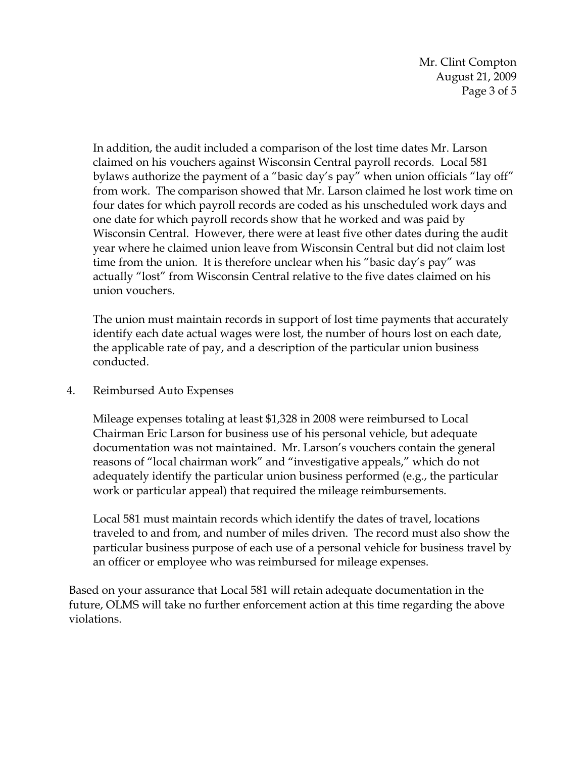In addition, the audit included a comparison of the lost time dates Mr. Larson claimed on his vouchers against Wisconsin Central payroll records. Local 581 bylaws authorize the payment of a "basic day's pay" when union officials "lay off" from work. The comparison showed that Mr. Larson claimed he lost work time on four dates for which payroll records are coded as his unscheduled work days and one date for which payroll records show that he worked and was paid by Wisconsin Central. However, there were at least five other dates during the audit year where he claimed union leave from Wisconsin Central but did not claim lost time from the union. It is therefore unclear when his "basic day's pay" was actually "lost" from Wisconsin Central relative to the five dates claimed on his union vouchers.

The union must maintain records in support of lost time payments that accurately identify each date actual wages were lost, the number of hours lost on each date, the applicable rate of pay, and a description of the particular union business conducted.

4. Reimbursed Auto Expenses

   Mileage expenses totaling at least $1,328 in 2008 were reimbursed to Local Chairman Eric Larson for business use of his personal vehicle, but adequate documentation was not maintained. Mr. Larson's vouchers contain the general reasons of "local chairman work" and "investigative appeals," which do not adequately identify the particular union business performed (e.g., the particular work or particular appeal) that required the mileage reimbursements.

   Local 581 must maintain records which identify the dates of travel, locations traveled to and from, and number of miles driven. The record must also show the particular business purpose of each use of a personal vehicle for business travel by an officer or employee who was reimbursed for mileage expenses.

Based on your assurance that Local 581 will retain adequate documentation in the future, OLMS will take no further enforcement action at this time regarding the above violations.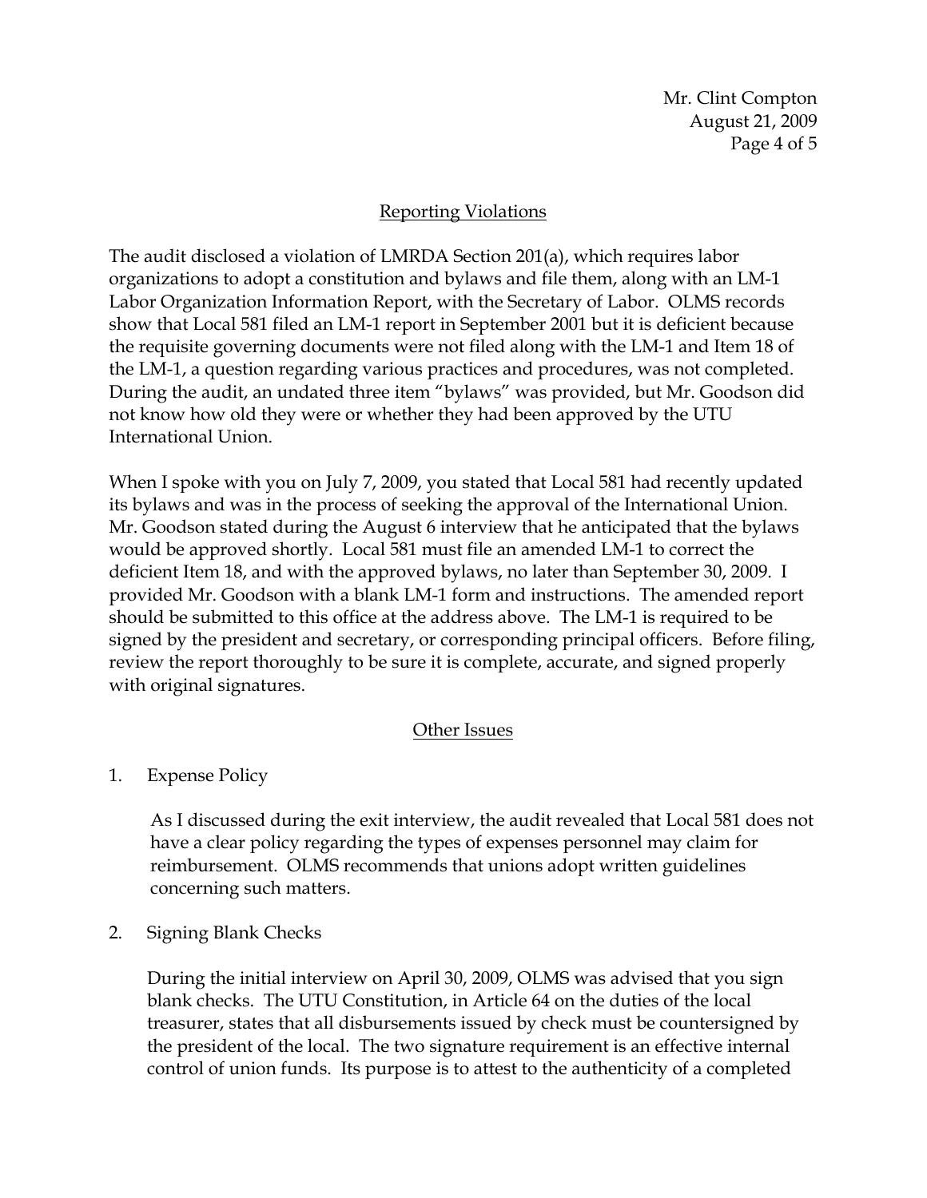## Reporting Violations

The audit disclosed a violation of LMRDA Section 201(a), which requires labor organizations to adopt a constitution and bylaws and file them, along with an LM-1 Labor Organization Information Report, with the Secretary of Labor. OLMS records show that Local 581 filed an LM-1 report in September 2001 but it is deficient because the requisite governing documents were not filed along with the LM-1 and Item 18 of the LM-1, a question regarding various practices and procedures, was not completed. During the audit, an undated three item "bylaws" was provided, but Mr. Goodson did not know how old they were or whether they had been approved by the UTU International Union.

When I spoke with you on July 7, 2009, you stated that Local 581 had recently updated its bylaws and was in the process of seeking the approval of the International Union. Mr. Goodson stated during the August 6 interview that he anticipated that the bylaws would be approved shortly. Local 581 must file an amended LM-1 to correct the deficient Item 18, and with the approved bylaws, no later than September 30, 2009. I provided Mr. Goodson with a blank LM-1 form and instructions. The amended report should be submitted to this office at the address above. The LM-1 is required to be signed by the president and secretary, or corresponding principal officers. Before filing, review the report thoroughly to be sure it is complete, accurate, and signed properly with original signatures.

## Other Issues

1. Expense Policy

   As I discussed during the exit interview, the audit revealed that Local 581 does not have a clear policy regarding the types of expenses personnel may claim for reimbursement. OLMS recommends that unions adopt written guidelines concerning such matters.

2. Signing Blank Checks

   During the initial interview on April 30, 2009, OLMS was advised that you sign blank checks. The UTU Constitution, in Article 64 on the duties of the local treasurer, states that all disbursements issued by check must be countersigned by the president of the local. The two signature requirement is an effective internal control of union funds. Its purpose is to attest to the authenticity of a completed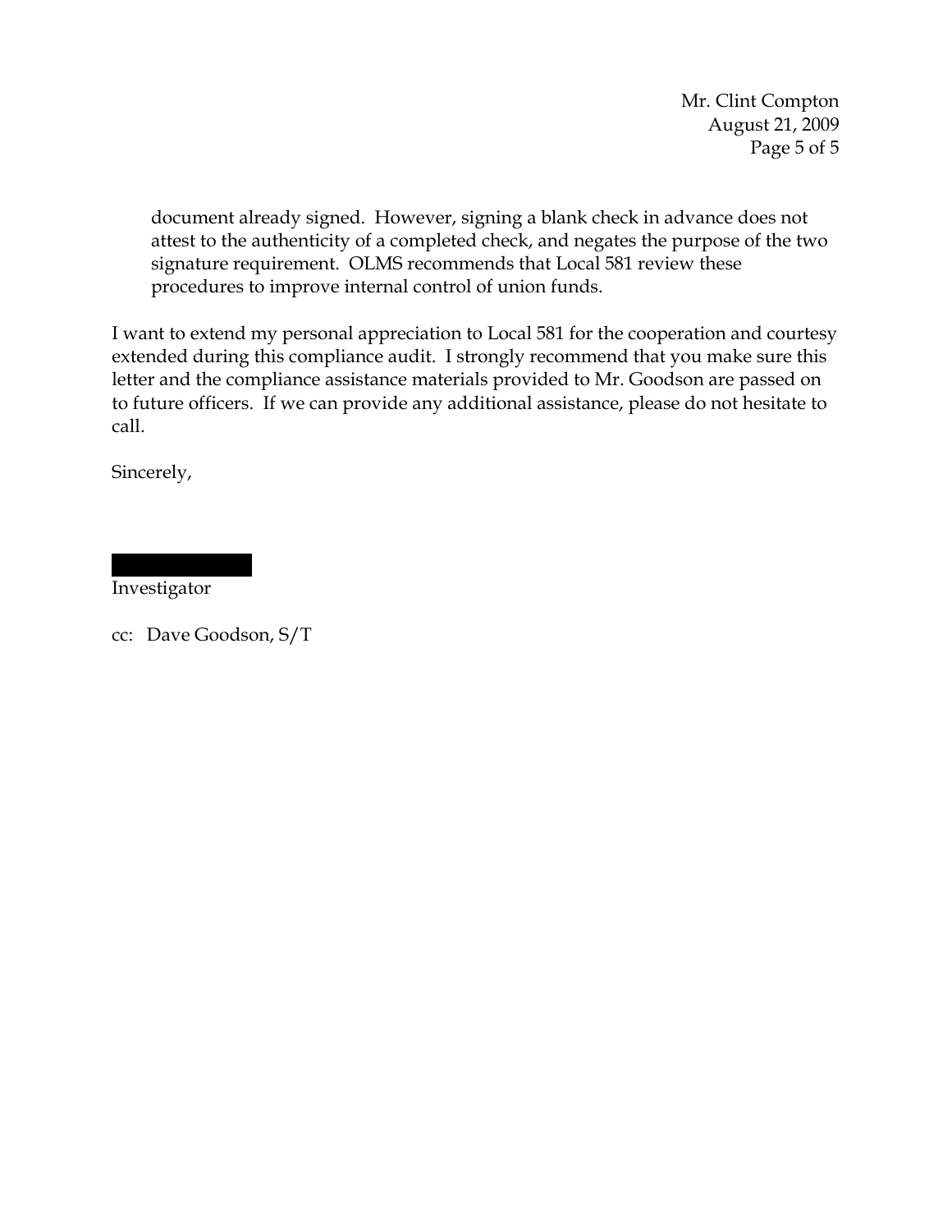document already signed. However, signing a blank check in advance does not attest to the authenticity of a completed check, and negates the purpose of the two signature requirement. OLMS recommends that Local 581 review these procedures to improve internal control of union funds.

I want to extend my personal appreciation to Local 581 for the cooperation and courtesy extended during this compliance audit. I strongly recommend that you make sure this letter and the compliance assistance materials provided to Mr. Goodson are passed on to future officers. If we can provide any additional assistance, please do not hesitate to call.

Sincerely,

Investigator

cc: Dave Goodson, S/T